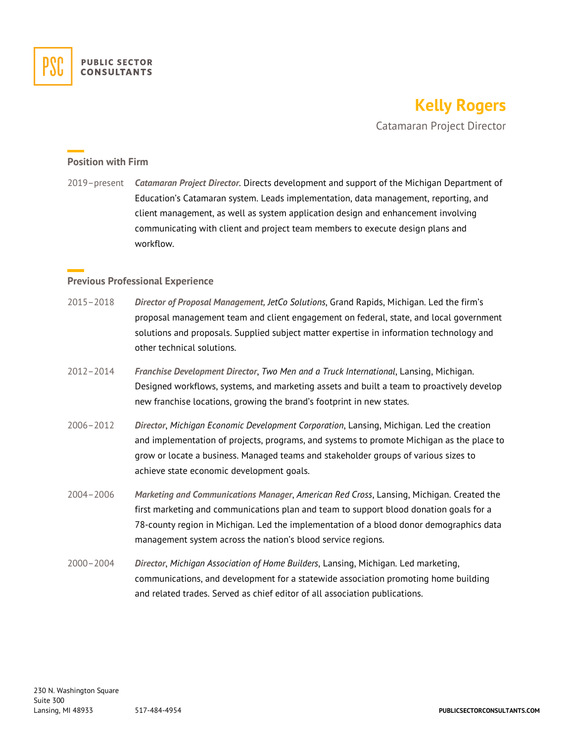**PUBLIC SECTOR CONSULTANTS**

# Kelly Rogers

Catamaran Project Director

## Position with Firm

2019–present ***Catamaran Project Director***. Directs development and support of the Michigan Department of Education's Catamaran system. Leads implementation, data management, reporting, and client management, as well as system application design and enhancement involving communicating with client and project team members to execute design plans and workflow.

## Previous Professional Experience

2015–2018 ***Director of Proposal Management,*** *JetCo Solutions*, Grand Rapids, Michigan. Led the firm's proposal management team and client engagement on federal, state, and local government solutions and proposals. Supplied subject matter expertise in information technology and other technical solutions.

2012–2014 ***Franchise Development Director***, *Two Men and a Truck International*, Lansing, Michigan. Designed workflows, systems, and marketing assets and built a team to proactively develop new franchise locations, growing the brand's footprint in new states.

2006–2012 ***Director***, *Michigan Economic Development Corporation*, Lansing, Michigan. Led the creation and implementation of projects, programs, and systems to promote Michigan as the place to grow or locate a business. Managed teams and stakeholder groups of various sizes to achieve state economic development goals.

2004–2006 ***Marketing and Communications Manager***, *American Red Cross*, Lansing, Michigan. Created the first marketing and communications plan and team to support blood donation goals for a 78-county region in Michigan. Led the implementation of a blood donor demographics data management system across the nation's blood service regions.

2000–2004 ***Director***, *Michigan Association of Home Builders*, Lansing, Michigan. Led marketing, communications, and development for a statewide association promoting home building and related trades. Served as chief editor of all association publications.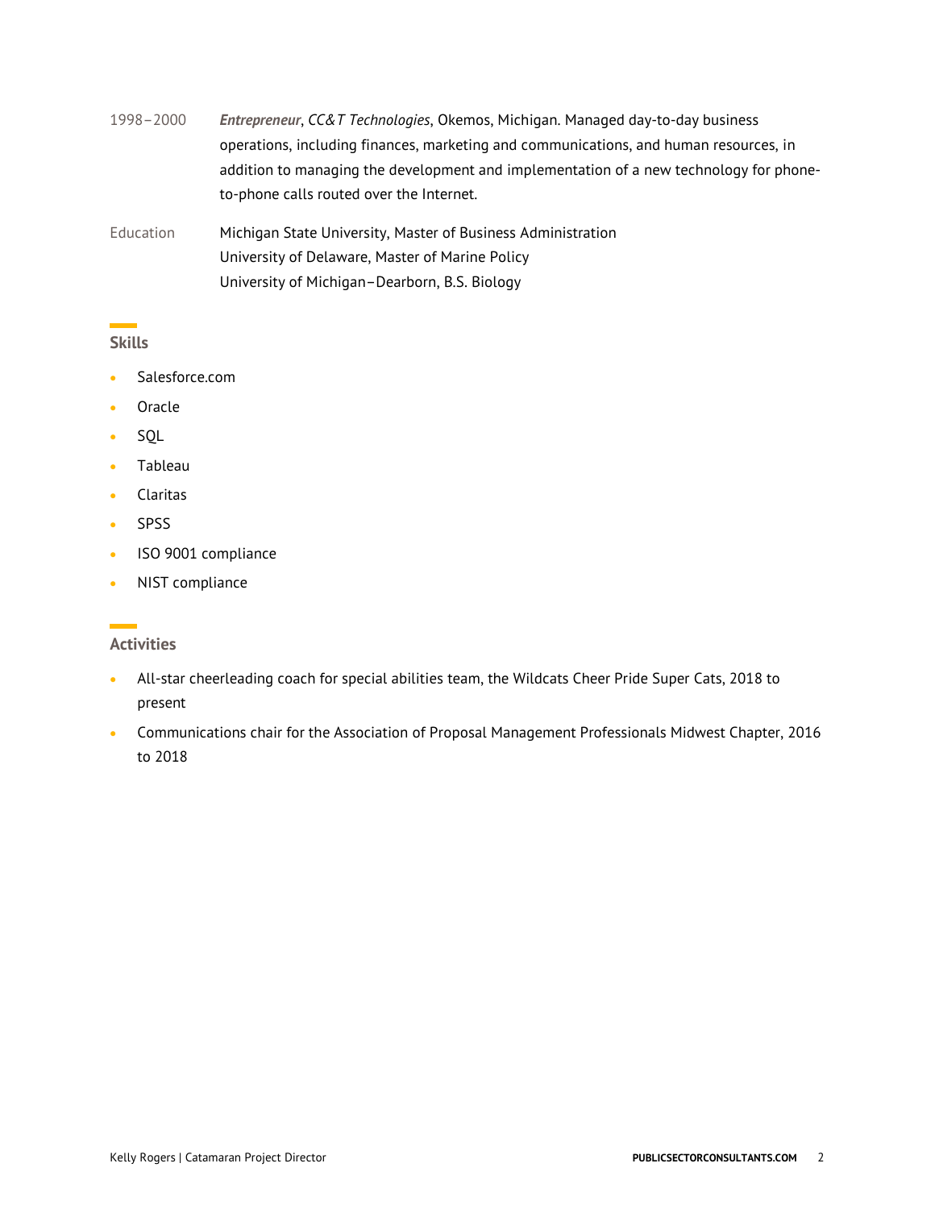1998–2000 ***Entrepreneur***, *CC&T Technologies*, Okemos, Michigan. Managed day-to-day business operations, including finances, marketing and communications, and human resources, in addition to managing the development and implementation of a new technology for phone-to-phone calls routed over the Internet.

Education
Michigan State University, Master of Business Administration
University of Delaware, Master of Marine Policy
University of Michigan–Dearborn, B.S. Biology

## Skills

- Salesforce.com
- Oracle
- SQL
- Tableau
- Claritas
- SPSS
- ISO 9001 compliance
- NIST compliance

## Activities

- All-star cheerleading coach for special abilities team, the Wildcats Cheer Pride Super Cats, 2018 to present
- Communications chair for the Association of Proposal Management Professionals Midwest Chapter, 2016 to 2018